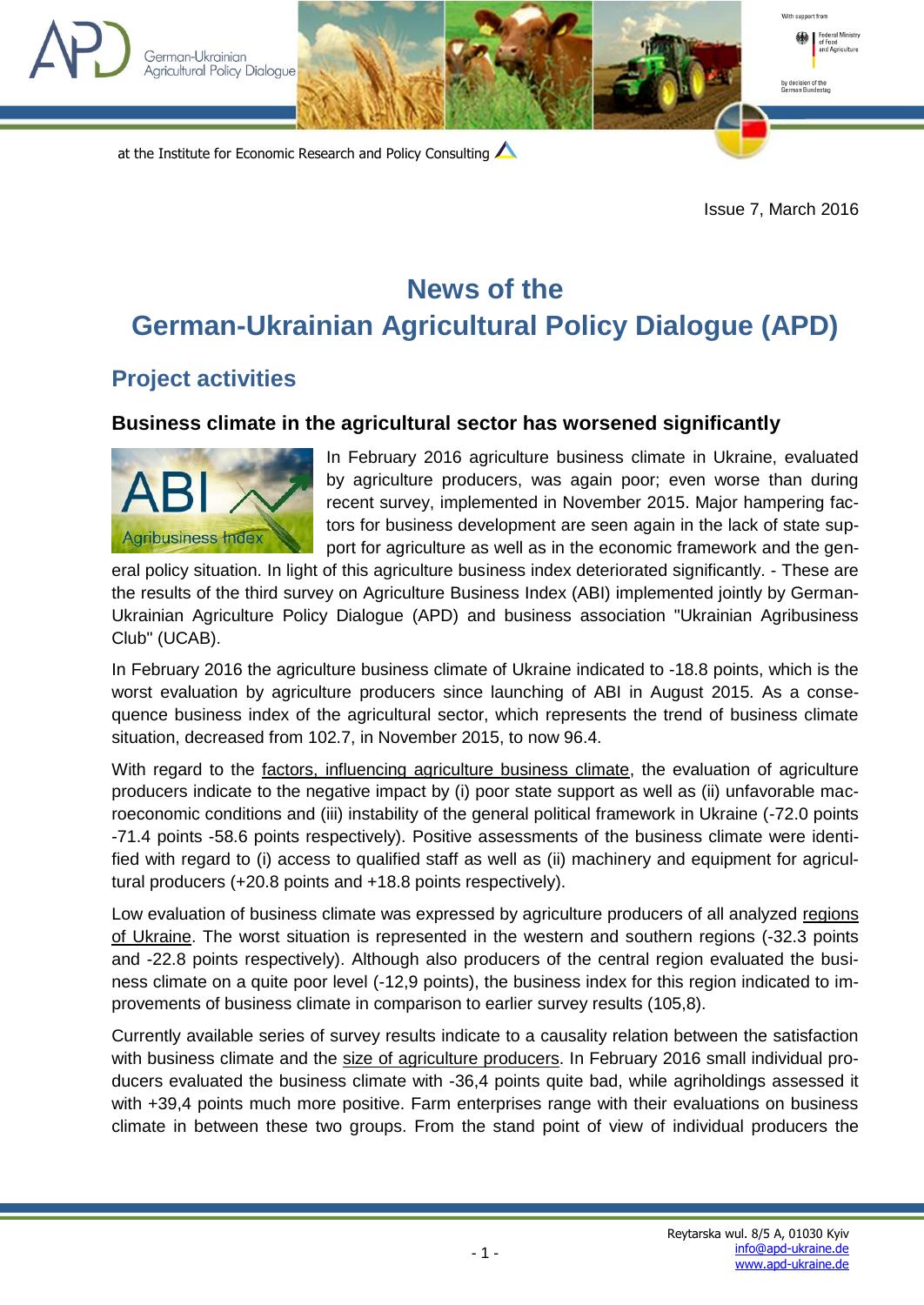Issue 7, March 2016

# News of the German-Ukrainian Agricultural Policy Dialogue (APD)

## Project activities

### Business climate in the agricultural sector has worsened significantly

In February 2016 agriculture business climate in Ukraine, evaluated by agriculture producers, was again poor; even worse than during recent survey, implemented in November 2015. Major hampering factors for business development are seen again in the lack of state support for agriculture as well as in the economic framework and the general policy situation. In light of this agriculture business index deteriorated significantly. - These are the results of the third survey on Agriculture Business Index (ABI) implemented jointly by German-Ukrainian Agriculture Policy Dialogue (APD) and business association "Ukrainian Agribusiness Club" (UCAB).

In February 2016 the agriculture business climate of Ukraine indicated to -18.8 points, which is the worst evaluation by agriculture producers since launching of ABI in August 2015. As a consequence business index of the agricultural sector, which represents the trend of business climate situation, decreased from 102.7, in November 2015, to now 96.4.

With regard to the factors, influencing agriculture business climate, the evaluation of agriculture producers indicate to the negative impact by (i) poor state support as well as (ii) unfavorable macroeconomic conditions and (iii) instability of the general political framework in Ukraine (-72.0 points -71.4 points -58.6 points respectively). Positive assessments of the business climate were identified with regard to (i) access to qualified staff as well as (ii) machinery and equipment for agricultural producers (+20.8 points and +18.8 points respectively).

Low evaluation of business climate was expressed by agriculture producers of all analyzed regions of Ukraine. The worst situation is represented in the western and southern regions (-32.3 points and -22.8 points respectively). Although also producers of the central region evaluated the business climate on a quite poor level (-12,9 points), the business index for this region indicated to improvements of business climate in comparison to earlier survey results (105,8).

Currently available series of survey results indicate to a causality relation between the satisfaction with business climate and the size of agriculture producers. In February 2016 small individual producers evaluated the business climate with -36,4 points quite bad, while agriholdings assessed it with +39,4 points much more positive. Farm enterprises range with their evaluations on business climate in between these two groups. From the stand point of view of individual producers the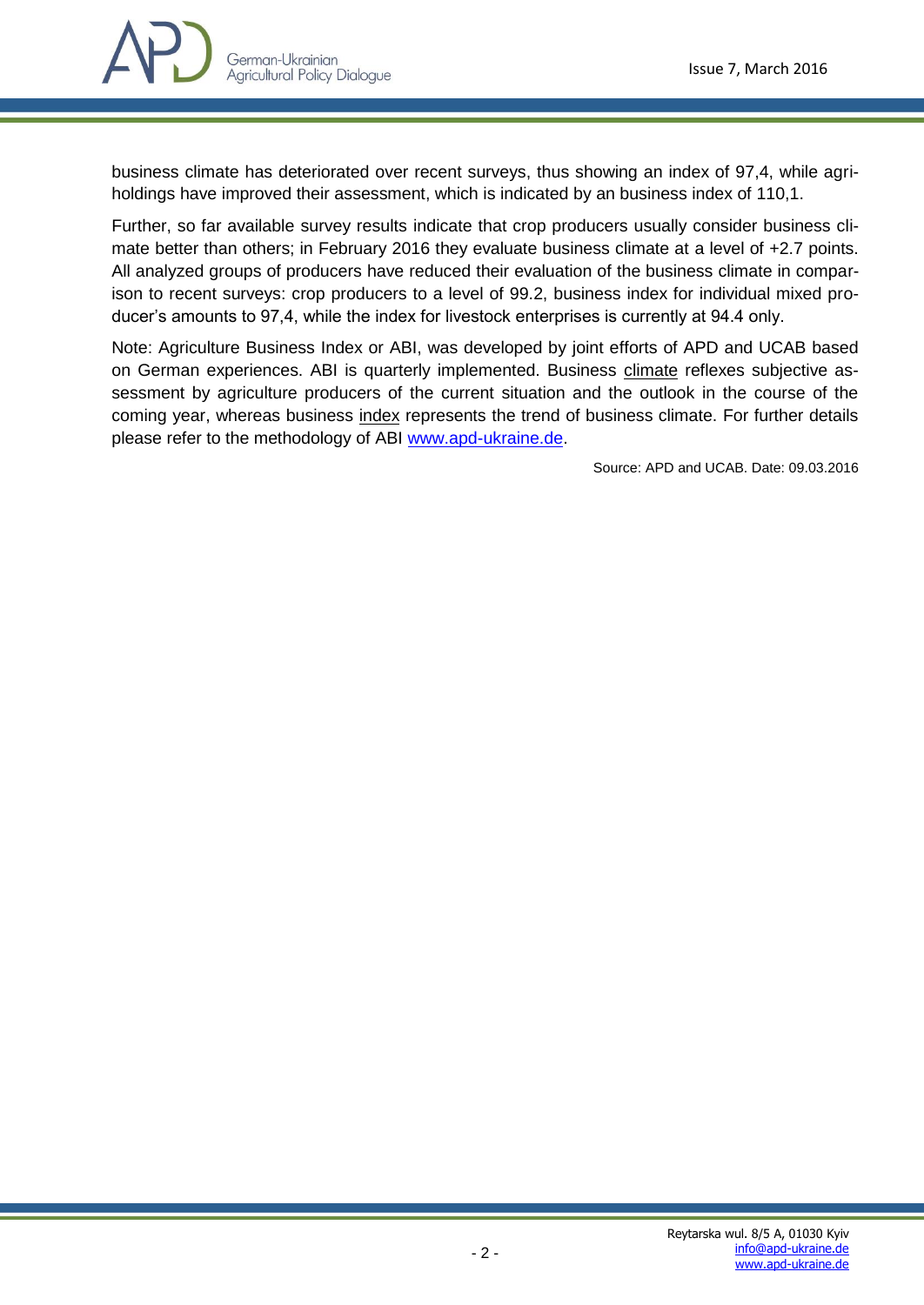business climate has deteriorated over recent surveys, thus showing an index of 97,4, while agri-holdings have improved their assessment, which is indicated by an business index of 110,1.

Further, so far available survey results indicate that crop producers usually consider business climate better than others; in February 2016 they evaluate business climate at a level of +2.7 points. All analyzed groups of producers have reduced their evaluation of the business climate in comparison to recent surveys: crop producers to a level of 99.2, business index for individual mixed producer's amounts to 97,4, while the index for livestock enterprises is currently at 94.4 only.

Note: Agriculture Business Index or ABI, was developed by joint efforts of APD and UCAB based on German experiences. ABI is quarterly implemented. Business climate reflexes subjective assessment by agriculture producers of the current situation and the outlook in the course of the coming year, whereas business index represents the trend of business climate. For further details please refer to the methodology of ABI www.apd-ukraine.de.

Source: APD and UCAB. Date: 09.03.2016